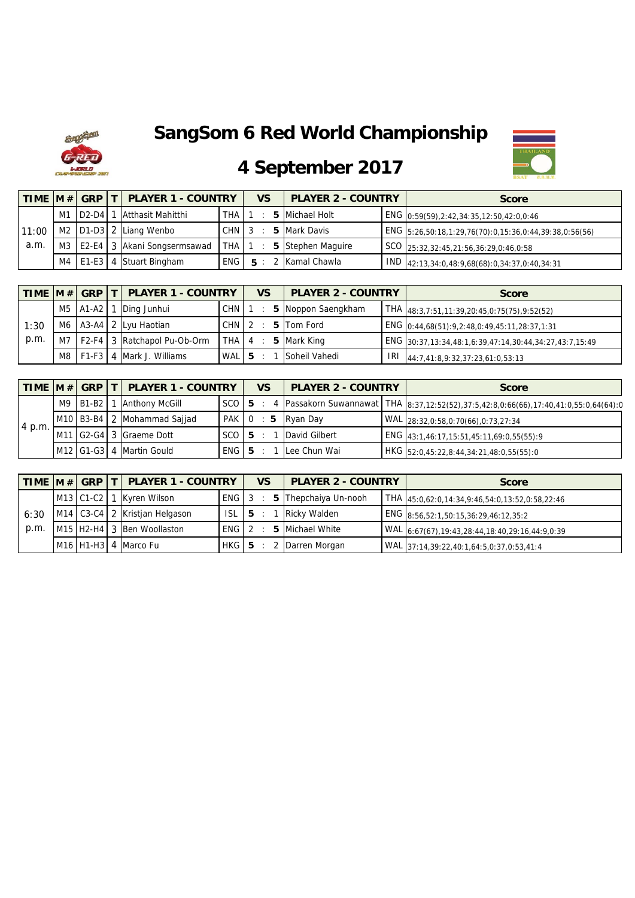# SangSom 6 Red World Championship

## 4 September 2017

| TIME | M # | GRP | T | PLAYER 1 - COUNTRY | | VS | PLAYER 2 - COUNTRY | | Score |
|---|---|---|---|---|---|---|---|---|---|
| 11:00 a.m. | M1 | D2-D4 | 1 | Atthasit Mahitthi | THA | 1 : **5** | Michael Holt | ENG | 0:59(59),2:42,34:35,12:50,42:0,0:46 |
| | M2 | D1-D3 | 2 | Liang Wenbo | CHN | 3 : **5** | Mark Davis | ENG | 5:26,50:18,1:29,76(70):0,15:36,0:44,39:38,0:56(56) |
| | M3 | E2-E4 | 3 | Akani Songsermsawad | THA | 1 : **5** | Stephen Maguire | SCO | 25:32,32:45,21:56,36:29,0:46,0:58 |
| | M4 | E1-E3 | 4 | Stuart Bingham | ENG | **5** : 2 | Kamal Chawla | IND | 42:13,34:0,48:9,68(68):0,34:37,0:40,34:31 |

| TIME | M # | GRP | T | PLAYER 1 - COUNTRY | | VS | PLAYER 2 - COUNTRY | | Score |
|---|---|---|---|---|---|---|---|---|---|
| 1:30 p.m. | M5 | A1-A2 | 1 | Ding Junhui | CHN | 1 : **5** | Noppon Saengkham | THA | 48:3,7:51,11:39,20:45,0:75(75),9:52(52) |
| | M6 | A3-A4 | 2 | Lyu Haotian | CHN | 2 : **5** | Tom Ford | ENG | 0:44,68(51):9,2:48,0:49,45:11,28:37,1:31 |
| | M7 | F2-F4 | 3 | Ratchapol Pu-Ob-Orm | THA | 4 : **5** | Mark King | ENG | 30:37,13:34,48:1,6:39,47:14,30:44,34:27,43:7,15:49 |
| | M8 | F1-F3 | 4 | Mark J. Williams | WAL | **5** : 1 | Soheil Vahedi | IRI | 44:7,41:8,9:32,37:23,61:0,53:13 |

| TIME | M # | GRP | T | PLAYER 1 - COUNTRY | | VS | PLAYER 2 - COUNTRY | | Score |
|---|---|---|---|---|---|---|---|---|---|
| 4 p.m. | M9 | B1-B2 | 1 | Anthony McGill | SCO | **5** : 4 | Passakorn Suwannawat | THA | 8:37,12:52(52),37:5,42:8,0:66(66),17:40,41:0,55:0,64(64):0 |
| | M10 | B3-B4 | 2 | Mohammad Sajjad | PAK | 0 : **5** | Ryan Day | WAL | 28:32,0:58,0:70(66),0:73,27:34 |
| | M11 | G2-G4 | 3 | Graeme Dott | SCO | **5** : 1 | David Gilbert | ENG | 43:1,46:17,15:51,45:11,69:0,55(55):9 |
| | M12 | G1-G3 | 4 | Martin Gould | ENG | **5** : 1 | Lee Chun Wai | HKG | 52:0,45:22,8:44,34:21,48:0,55(55):0 |

| TIME | M # | GRP | T | PLAYER 1 - COUNTRY | | VS | PLAYER 2 - COUNTRY | | Score |
|---|---|---|---|---|---|---|---|---|---|
| 6:30 p.m. | M13 | C1-C2 | 1 | Kyren Wilson | ENG | 3 : **5** | Thepchaiya Un-nooh | THA | 45:0,62:0,14:34,9:46,54:0,13:52,0:58,22:46 |
| | M14 | C3-C4 | 2 | Kristjan Helgason | ISL | **5** : 1 | Ricky Walden | ENG | 8:56,52:1,50:15,36:29,46:12,35:2 |
| | M15 | H2-H4 | 3 | Ben Woollaston | ENG | 2 : **5** | Michael White | WAL | 6:67(67),19:43,28:44,18:40,29:16,44:9,0:39 |
| | M16 | H1-H3 | 4 | Marco Fu | HKG | **5** : 2 | Darren Morgan | WAL | 37:14,39:22,40:1,64:5,0:37,0:53,41:4 |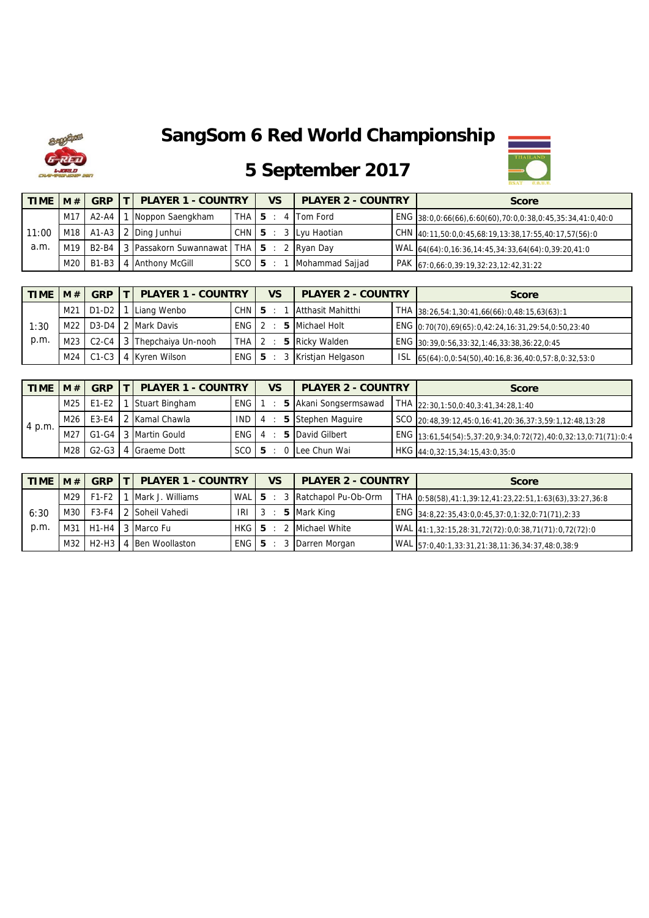# SangSom 6 Red World Championship

## 5 September 2017

| TIME | M # | GRP | T | PLAYER 1 - COUNTRY | | VS | | PLAYER 2 - COUNTRY | | Score |
|---|---|---|---|---|---|---|---|---|---|---|
| 11:00 a.m. | M17 | A2-A4 | 1 | Noppon Saengkham | THA | **5** | 4 | Tom Ford | ENG | 38:0,0:66(66),6:60(60),70:0,0:38,0:45,35:34,41:0,40:0 |
| | M18 | A1-A3 | 2 | Ding Junhui | CHN | **5** | 3 | Lyu Haotian | CHN | 40:11,50:0,0:45,68:19,13:38,17:55,40:17,57(56):0 |
| | M19 | B2-B4 | 3 | Passakorn Suwannawat | THA | **5** | 2 | Ryan Day | WAL | 64(64):0,16:36,14:45,34:33,64(64):0,39:20,41:0 |
| | M20 | B1-B3 | 4 | Anthony McGill | SCO | **5** | 1 | Mohammad Sajjad | PAK | 67:0,66:0,39:19,32:23,12:42,31:22 |

| TIME | M # | GRP | T | PLAYER 1 - COUNTRY | | VS | | PLAYER 2 - COUNTRY | | Score |
|---|---|---|---|---|---|---|---|---|---|---|
| 1:30 p.m. | M21 | D1-D2 | 1 | Liang Wenbo | CHN | **5** | 1 | Atthasit Mahitthi | THA | 38:26,54:1,30:41,66(66):0,48:15,63(63):1 |
| | M22 | D3-D4 | 2 | Mark Davis | ENG | 2 | **5** | Michael Holt | ENG | 0:70(70),69(65):0,42:24,16:31,29:54,0:50,23:40 |
| | M23 | C2-C4 | 3 | Thepchaiya Un-nooh | THA | 2 | **5** | Ricky Walden | ENG | 30:39,0:56,33:32,1:46,33:38,36:22,0:45 |
| | M24 | C1-C3 | 4 | Kyren Wilson | ENG | **5** | 3 | Kristjan Helgason | ISL | 65(64):0,0:54(50),40:16,8:36,40:0,57:8,0:32,53:0 |

| TIME | M # | GRP | T | PLAYER 1 - COUNTRY | | VS | | PLAYER 2 - COUNTRY | | Score |
|---|---|---|---|---|---|---|---|---|---|---|
| 4 p.m. | M25 | E1-E2 | 1 | Stuart Bingham | ENG | 1 | **5** | Akani Songsermsawad | THA | 22:30,1:50,0:40,3:41,34:28,1:40 |
| | M26 | E3-E4 | 2 | Kamal Chawla | IND | 4 | **5** | Stephen Maguire | SCO | 20:48,39:12,45:0,16:41,20:36,37:3,59:1,12:48,13:28 |
| | M27 | G1-G4 | 3 | Martin Gould | ENG | 4 | **5** | David Gilbert | ENG | 13:61,54(54):5,37:20,9:34,0:72(72),40:0,32:13,0:71(71):0:4 |
| | M28 | G2-G3 | 4 | Graeme Dott | SCO | **5** | 0 | Lee Chun Wai | HKG | 44:0,32:15,34:15,43:0,35:0 |

| TIME | M # | GRP | T | PLAYER 1 - COUNTRY | | VS | | PLAYER 2 - COUNTRY | | Score |
|---|---|---|---|---|---|---|---|---|---|---|
| 6:30 p.m. | M29 | F1-F2 | 1 | Mark J. Williams | WAL | **5** | 3 | Ratchapol Pu-Ob-Orm | THA | 0:58(58),41:1,39:12,41:23,22:51,1:63(63),33:27,36:8 |
| | M30 | F3-F4 | 2 | Soheil Vahedi | IRI | 3 | **5** | Mark King | ENG | 34:8,22:35,43:0,0:45,37:0,1:32,0:71(71),2:33 |
| | M31 | H1-H4 | 3 | Marco Fu | HKG | **5** | 2 | Michael White | WAL | 41:1,32:15,28:31,72(72):0,0:38,71(71):0,72(72):0 |
| | M32 | H2-H3 | 4 | Ben Woollaston | ENG | **5** | 3 | Darren Morgan | WAL | 57:0,40:1,33:31,21:38,11:36,34:37,48:0,38:9 |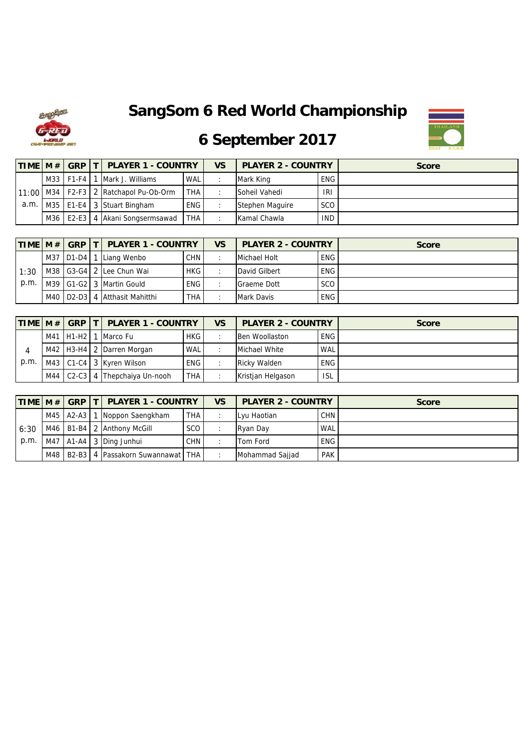# SangSom 6 Red World Championship

## 6 September 2017

| TIME | M # | GRP | T | PLAYER 1 - COUNTRY | | VS | PLAYER 2 - COUNTRY | | Score |
|---|---|---|---|---|---|---|---|---|---|
| 11:00 a.m. | M33 | F1-F4 | 1 | Mark J. Williams | WAL | : | Mark King | ENG | |
| | M34 | F2-F3 | 2 | Ratchapol Pu-Ob-Orm | THA | : | Soheil Vahedi | IRI | |
| | M35 | E1-E4 | 3 | Stuart Bingham | ENG | : | Stephen Maguire | SCO | |
| | M36 | E2-E3 | 4 | Akani Songsermsawad | THA | : | Kamal Chawla | IND | |

| TIME | M # | GRP | T | PLAYER 1 - COUNTRY | | VS | PLAYER 2 - COUNTRY | | Score |
|---|---|---|---|---|---|---|---|---|---|
| 1:30 p.m. | M37 | D1-D4 | 1 | Liang Wenbo | CHN | : | Michael Holt | ENG | |
| | M38 | G3-G4 | 2 | Lee Chun Wai | HKG | : | David Gilbert | ENG | |
| | M39 | G1-G2 | 3 | Martin Gould | ENG | : | Graeme Dott | SCO | |
| | M40 | D2-D3 | 4 | Atthasit Mahitthi | THA | : | Mark Davis | ENG | |

| TIME | M # | GRP | T | PLAYER 1 - COUNTRY | | VS | PLAYER 2 - COUNTRY | | Score |
|---|---|---|---|---|---|---|---|---|---|
| 4 p.m. | M41 | H1-H2 | 1 | Marco Fu | HKG | : | Ben Woollaston | ENG | |
| | M42 | H3-H4 | 2 | Darren Morgan | WAL | : | Michael White | WAL | |
| | M43 | C1-C4 | 3 | Kyren Wilson | ENG | : | Ricky Walden | ENG | |
| | M44 | C2-C3 | 4 | Thepchaiya Un-nooh | THA | : | Kristjan Helgason | ISL | |

| TIME | M # | GRP | T | PLAYER 1 - COUNTRY | | VS | PLAYER 2 - COUNTRY | | Score |
|---|---|---|---|---|---|---|---|---|---|
| 6:30 p.m. | M45 | A2-A3 | 1 | Noppon Saengkham | THA | : | Lyu Haotian | CHN | |
| | M46 | B1-B4 | 2 | Anthony McGill | SCO | : | Ryan Day | WAL | |
| | M47 | A1-A4 | 3 | Ding Junhui | CHN | : | Tom Ford | ENG | |
| | M48 | B2-B3 | 4 | Passakorn Suwannawat | THA | : | Mohammad Sajjad | PAK | |